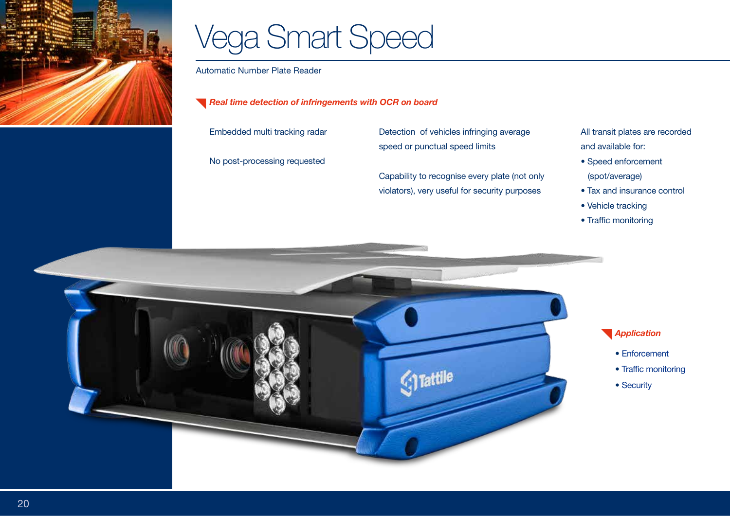# Vega Smart Speed

Automatic Number Plate Reader

***Real time detection of infringements with OCR on board***

Embedded multi tracking radar

No post-processing requested

Detection of vehicles infringing average speed or punctual speed limits

Capability to recognise every plate (not only violators), very useful for security purposes

All transit plates are recorded and available for:

- Speed enforcement (spot/average)
- Tax and insurance control
- Vehicle tracking
- Traffic monitoring

***Application***

- Enforcement
- Traffic monitoring
- Security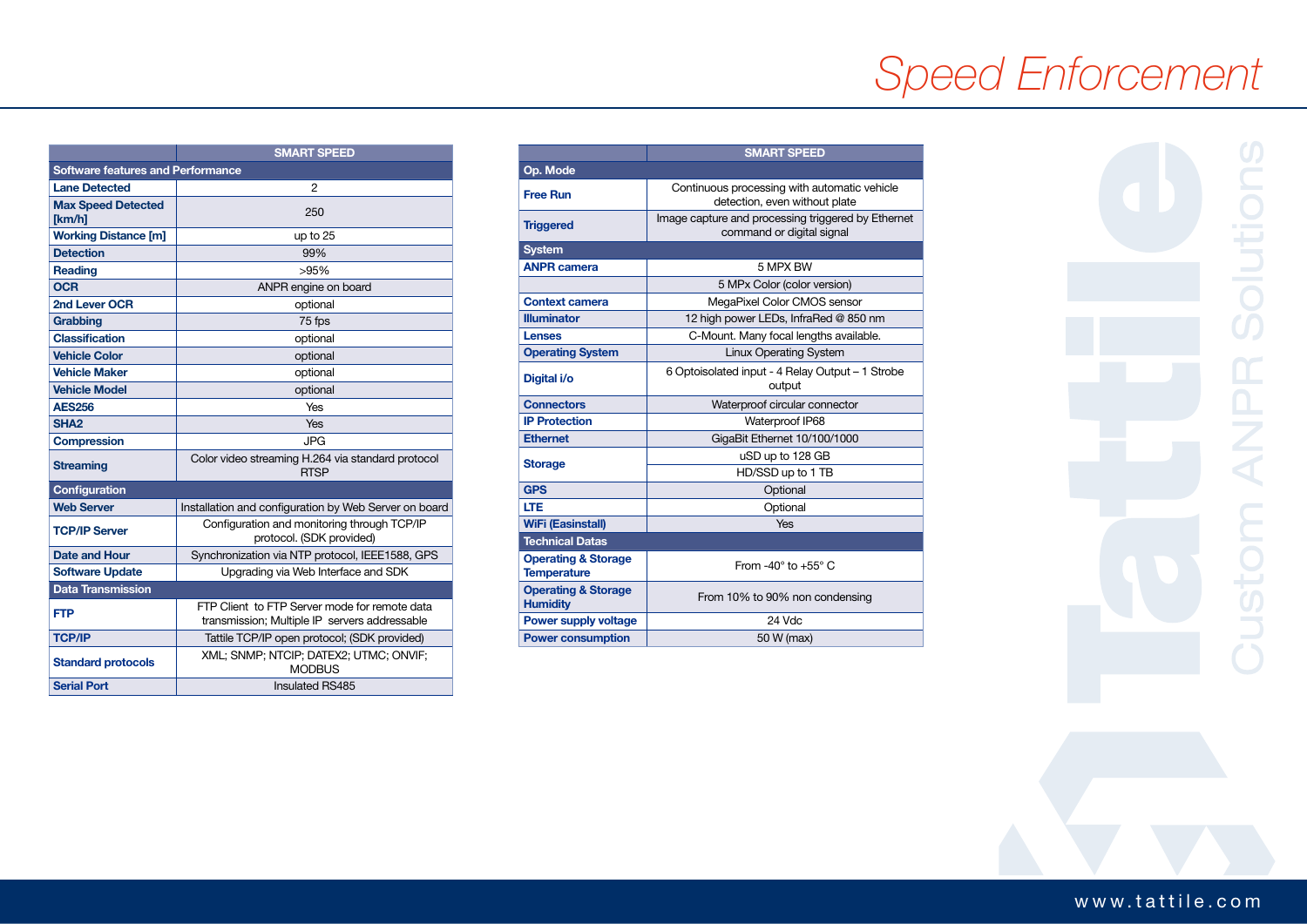# Speed Enforcement

| | SMART SPEED |
|---|---|
| **Software features and Performance** | |
| **Lane Detected** | 2 |
| **Max Speed Detected [km/h]** | 250 |
| **Working Distance [m]** | up to 25 |
| **Detection** | 99% |
| **Reading** | >95% |
| **OCR** | ANPR engine on board |
| **2nd Lever OCR** | optional |
| **Grabbing** | 75 fps |
| **Classification** | optional |
| **Vehicle Color** | optional |
| **Vehicle Maker** | optional |
| **Vehicle Model** | optional |
| **AES256** | Yes |
| **SHA2** | Yes |
| **Compression** | JPG |
| **Streaming** | Color video streaming H.264 via standard protocol RTSP |
| **Configuration** | |
| **Web Server** | Installation and configuration by Web Server on board |
| **TCP/IP Server** | Configuration and monitoring through TCP/IP protocol. (SDK provided) |
| **Date and Hour** | Synchronization via NTP protocol, IEEE1588, GPS |
| **Software Update** | Upgrading via Web Interface and SDK |
| **Data Transmission** | |
| **FTP** | FTP Client to FTP Server mode for remote data transmission; Multiple IP servers addressable |
| **TCP/IP** | Tattile TCP/IP open protocol; (SDK provided) |
| **Standard protocols** | XML; SNMP; NTCIP; DATEX2; UTMC; ONVIF; MODBUS |
| **Serial Port** | Insulated RS485 |

| | SMART SPEED |
|---|---|
| **Op. Mode** | |
| **Free Run** | Continuous processing with automatic vehicle detection, even without plate |
| **Triggered** | Image capture and processing triggered by Ethernet command or digital signal |
| **System** | |
| **ANPR camera** | 5 MPX BW |
| | 5 MPx Color (color version) |
| **Context camera** | MegaPixel Color CMOS sensor |
| **Illuminator** | 12 high power LEDs, InfraRed @ 850 nm |
| **Lenses** | C-Mount. Many focal lengths available. |
| **Operating System** | Linux Operating System |
| **Digital i/o** | 6 Optoisolated input - 4 Relay Output – 1 Strobe output |
| **Connectors** | Waterproof circular connector |
| **IP Protection** | Waterproof IP68 |
| **Ethernet** | GigaBit Ethernet 10/100/1000 |
| **Storage** | uSD up to 128 GB |
| | HD/SSD up to 1 TB |
| **GPS** | Optional |
| **LTE** | Optional |
| **WiFi (Easinstall)** | Yes |
| **Technical Datas** | |
| **Operating & Storage Temperature** | From -40° to +55° C |
| **Operating & Storage Humidity** | From 10% to 90% non condensing |
| **Power supply voltage** | 24 Vdc |
| **Power consumption** | 50 W (max) |

Tattile Custom ANPR Solutions

www.tattile.com